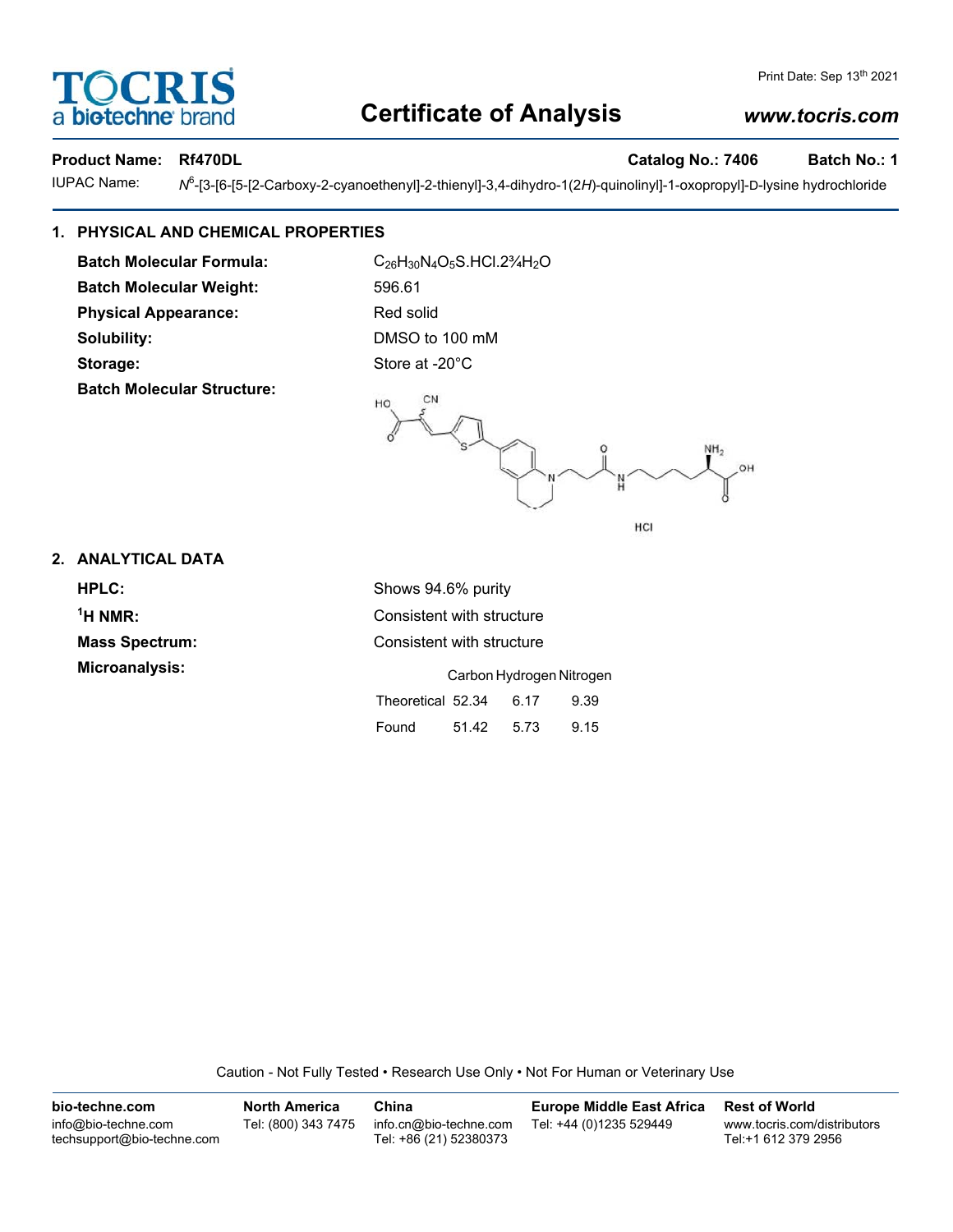# Certificate of Analysis

**Product Name:** Rf470DL **Catalog No.:** 7406 **Batch No.:** 1

IUPAC Name: *N*[6]-[3-[6-[5-[2-Carboxy-2-cyanoethenyl]-2-thienyl]-3,4-dihydro-1(2*H*)-quinolinyl]-1-oxopropyl]-D-lysine hydrochloride

## 1. PHYSICAL AND CHEMICAL PROPERTIES

**Batch Molecular Formula:** $C_{26}H_{30}N_4O_5S.HCl.2\frac{3}{4}H_2O$

**Batch Molecular Weight:** 596.61

**Physical Appearance:** Red solid

**Solubility:** DMSO to 100 mM

**Storage:** Store at -20°C

**Batch Molecular Structure:**

HCl

## 2. ANALYTICAL DATA

**HPLC:** Shows 94.6% purity

**$^1$H NMR:** Consistent with structure

**Mass Spectrum:** Consistent with structure

**Microanalysis:**

| | Carbon | Hydrogen | Nitrogen |
|---|---|---|---|
| Theoretical | 52.34 | 6.17 | 9.39 |
| Found | 51.42 | 5.73 | 9.15 |

Caution - Not Fully Tested • Research Use Only • Not For Human or Veterinary Use

| bio-techne.com | North America | China | Europe Middle East Africa | Rest of World |
|---|---|---|---|---|
| info@bio-techne.com<br>techsupport@bio-techne.com | Tel: (800) 343 7475 | info.cn@bio-techne.com<br>Tel: +86 (21) 52380373 | Tel: +44 (0)1235 529449 | www.tocris.com/distributors<br>Tel:+1 612 379 2956 |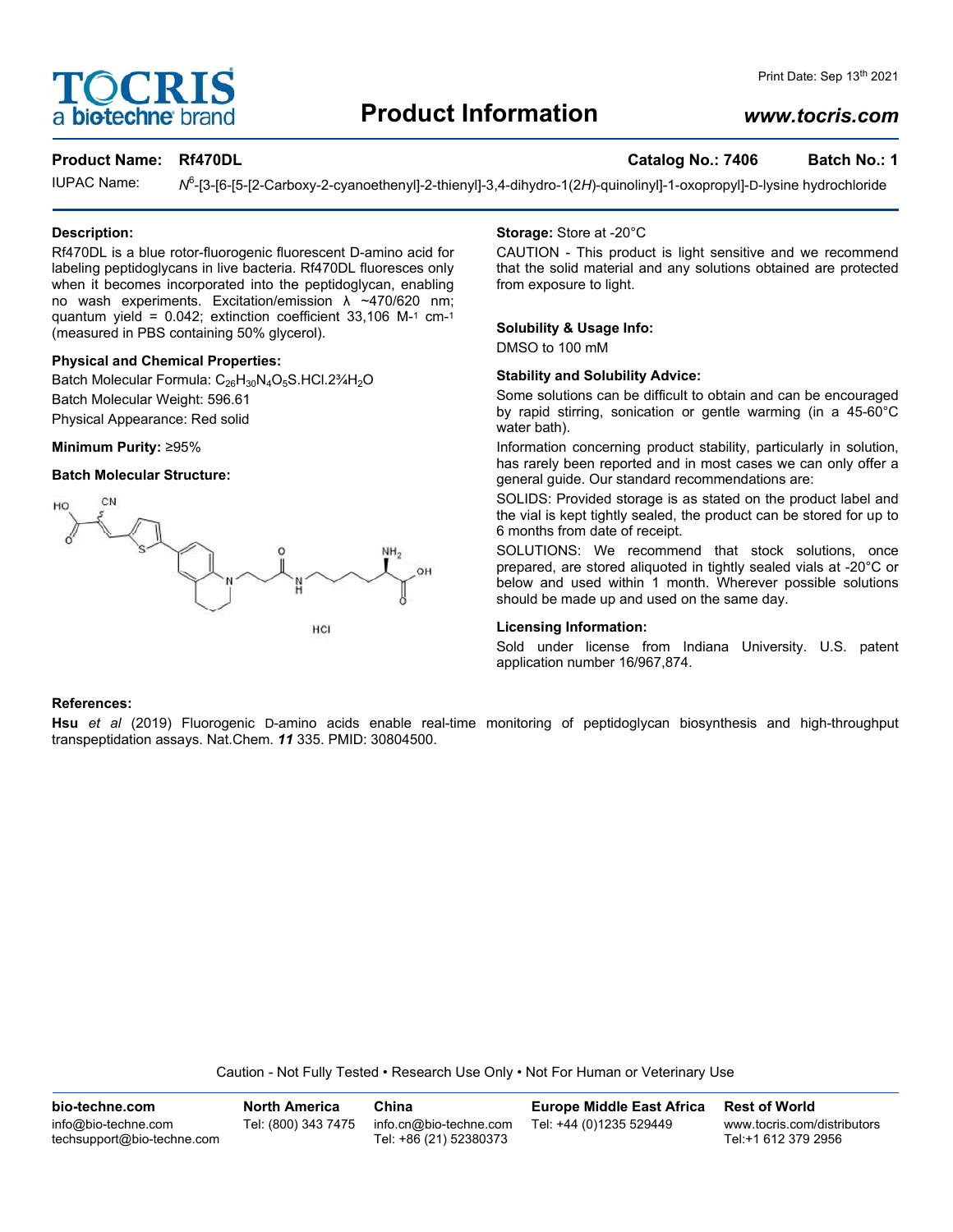# Product Information

Print Date: Sep 13th 2021

www.tocris.com

**Product Name: Rf470DL** **Catalog No.: 7406** **Batch No.: 1**

IUPAC Name: $N^6$-[3-[6-[5-[2-Carboxy-2-cyanoethenyl]-2-thienyl]-3,4-dihydro-1(2*H*)-quinolinyl]-1-oxopropyl]-D-lysine hydrochloride

### Description:

Rf470DL is a blue rotor-fluorogenic fluorescent D-amino acid for labeling peptidoglycans in live bacteria. Rf470DL fluoresces only when it becomes incorporated into the peptidoglycan, enabling no wash experiments. Excitation/emission λ ~470/620 nm; quantum yield = 0.042; extinction coefficient 33,106 $M^{-1}$ $cm^{-1}$ (measured in PBS containing 50% glycerol).

### Physical and Chemical Properties:

Batch Molecular Formula: $C_{26}H_{30}N_4O_5S.HCl.2\frac{3}{4}H_2O$

Batch Molecular Weight: 596.61

Physical Appearance: Red solid

**Minimum Purity:** ≥95%

### Batch Molecular Structure:

HCl

**Storage:** Store at -20°C

CAUTION - This product is light sensitive and we recommend that the solid material and any solutions obtained are protected from exposure to light.

### Solubility & Usage Info:

DMSO to 100 mM

### Stability and Solubility Advice:

Some solutions can be difficult to obtain and can be encouraged by rapid stirring, sonication or gentle warming (in a 45-60°C water bath).

Information concerning product stability, particularly in solution, has rarely been reported and in most cases we can only offer a general guide. Our standard recommendations are:

SOLIDS: Provided storage is as stated on the product label and the vial is kept tightly sealed, the product can be stored for up to 6 months from date of receipt.

SOLUTIONS: We recommend that stock solutions, once prepared, are stored aliquoted in tightly sealed vials at -20°C or below and used within 1 month. Wherever possible solutions should be made up and used on the same day.

### Licensing Information:

Sold under license from Indiana University. U.S. patent application number 16/967,874.

### References:

**Hsu** *et al* (2019) Fluorogenic D-amino acids enable real-time monitoring of peptidoglycan biosynthesis and high-throughput transpeptidation assays. Nat.Chem. ***11*** 335. PMID: 30804500.

Caution - Not Fully Tested • Research Use Only • Not For Human or Veterinary Use

**bio-techne.com**
info@bio-techne.com
techsupport@bio-techne.com

**North America**
Tel: (800) 343 7475

**China**
info.cn@bio-techne.com
Tel: +86 (21) 52380373

**Europe Middle East Africa**
Tel: +44 (0)1235 529449

**Rest of World**
www.tocris.com/distributors
Tel:+1 612 379 2956